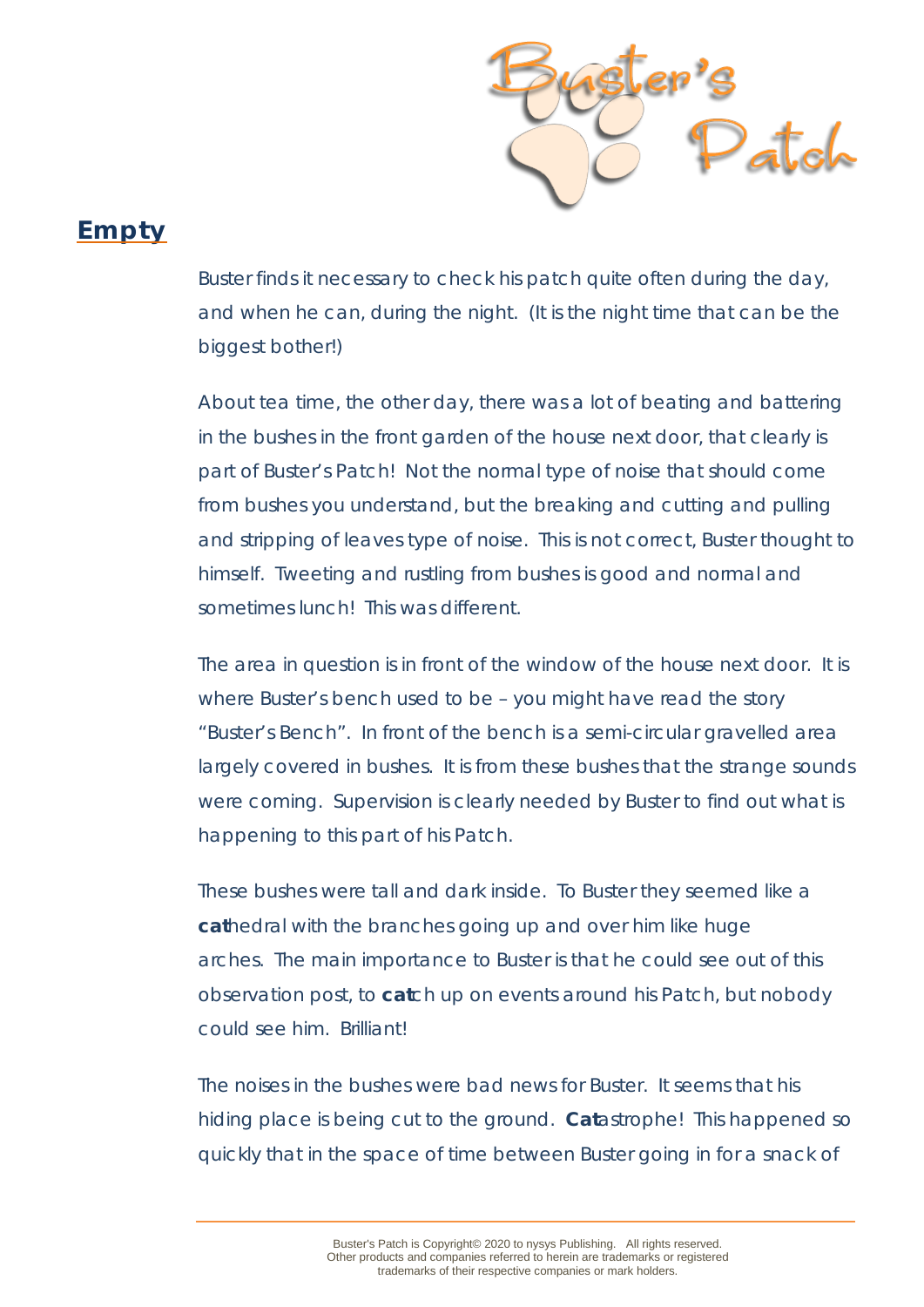## Empty

Buster finds it necessary to check his patch quite often during the day, and when he can, during the night. (It is the night time that can be the biggest bother!)

About tea time, the other day, there was a lot of beating and battering in the bushes in the front garden of the house next door, that clearly is part of Buster's Patch! Not the normal type of noise that should come from bushes you understand, but the breaking and cutting and pulling and stripping of leaves type of noise. This is not correct, Buster thought to himself. Tweeting and rustling from bushes is good and normal and sometimes lunch! This was different.

The area in question is in front of the window of the house next door. It is where Buster's bench used to be – you might have read the story "Buster's Bench". In front of the bench is a semi-circular gravelled area largely covered in bushes. It is from these bushes that the strange sounds were coming. Supervision is clearly needed by Buster to find out what is happening to this part of his Patch.

These bushes were tall and dark inside. To Buster they seemed like a **cat**hedral with the branches going up and over him like huge arches. The main importance to Buster is that he could see out of this observation post, to **cat**ch up on events around his Patch, but nobody could see him. Brilliant!

The noises in the bushes were bad news for Buster. It seems that his hiding place is being cut to the ground. **Cat**astrophe! This happened so quickly that in the space of time between Buster going in for a snack of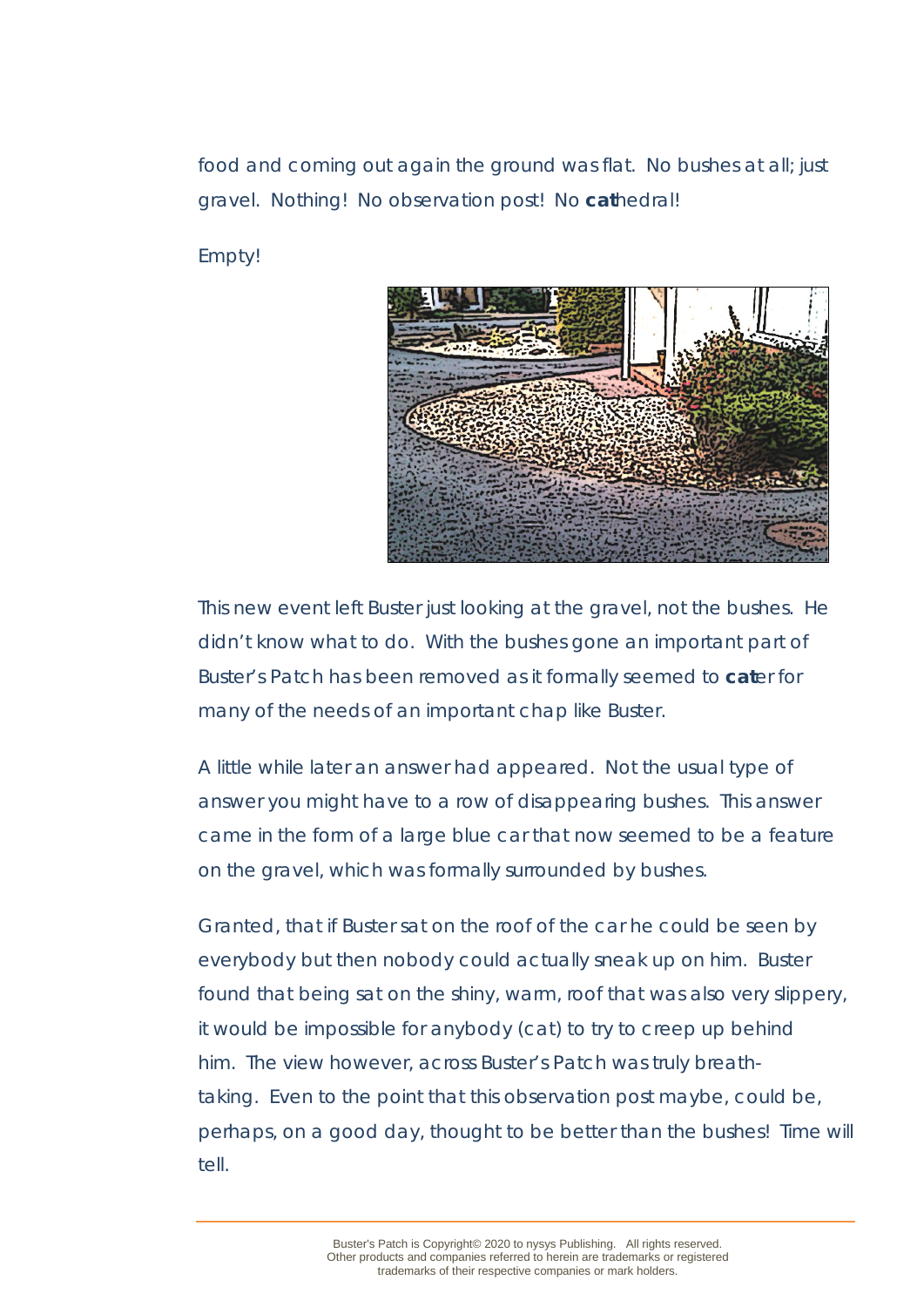food and coming out again the ground was flat. No bushes at all; just gravel. Nothing! No observation post! No **cat**hedral!

Empty!

This new event left Buster just looking at the gravel, not the bushes. He didn't know what to do. With the bushes gone an important part of Buster's Patch has been removed as it formally seemed to **cat**er for many of the needs of an important chap like Buster.

A little while later an answer had appeared. Not the usual type of answer you might have to a row of disappearing bushes. This answer came in the form of a large blue car that now seemed to be a feature on the gravel, which was formally surrounded by bushes.

Granted, that if Buster sat on the roof of the car he could be seen by everybody but then nobody could actually sneak up on him. Buster found that being sat on the shiny, warm, roof that was also very slippery, it would be impossible for anybody (cat) to try to creep up behind him. The view however, across Buster's Patch was truly breath-taking. Even to the point that this observation post maybe, could be, perhaps, on a good day, thought to be better than the bushes! Time will tell.